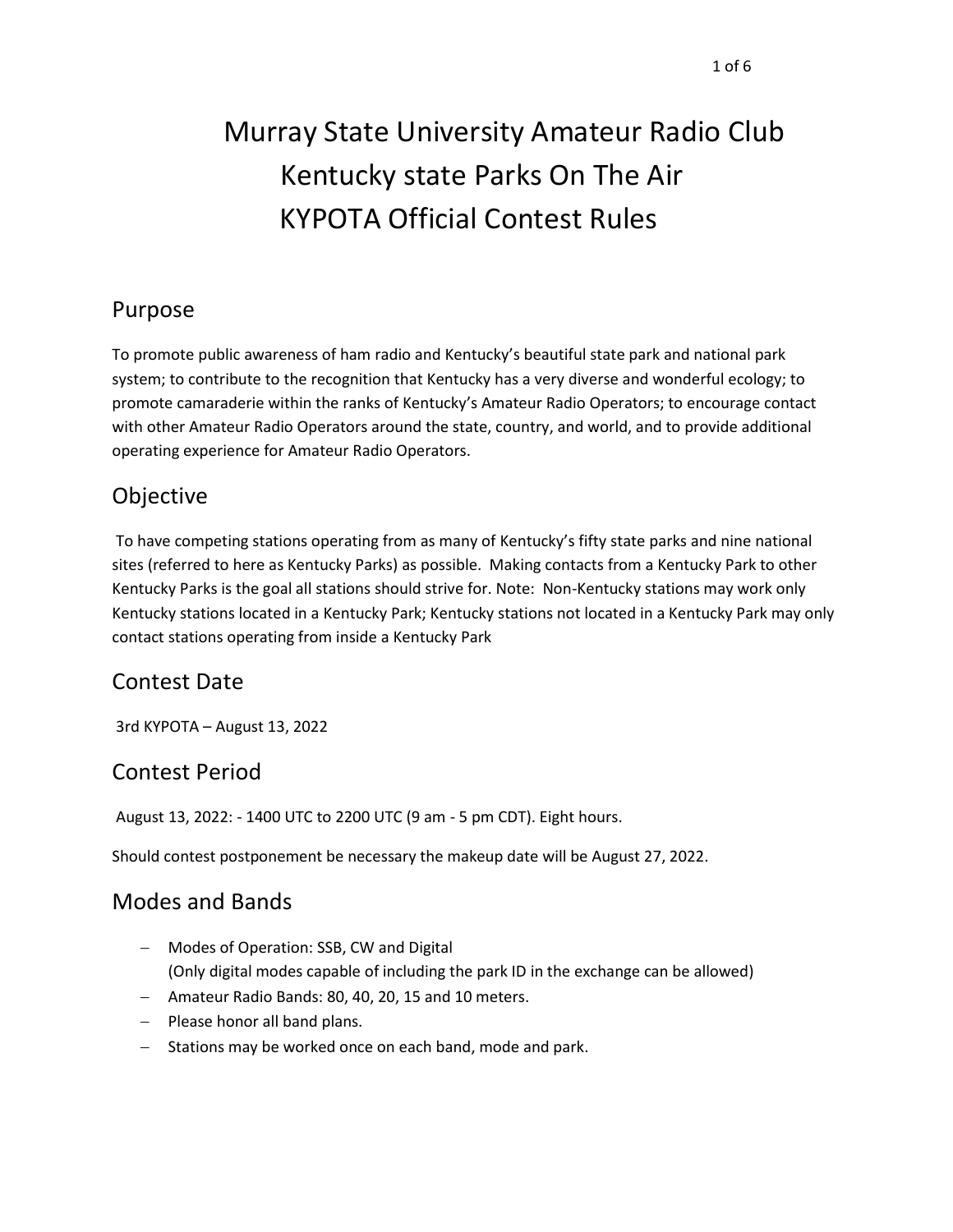# Murray State University Amateur Radio Club
# Kentucky state Parks On The Air
# KYPOTA Official Contest Rules

## Purpose

To promote public awareness of ham radio and Kentucky's beautiful state park and national park system; to contribute to the recognition that Kentucky has a very diverse and wonderful ecology; to promote camaraderie within the ranks of Kentucky's Amateur Radio Operators; to encourage contact with other Amateur Radio Operators around the state, country, and world, and to provide additional operating experience for Amateur Radio Operators.

## Objective

To have competing stations operating from as many of Kentucky's fifty state parks and nine national sites (referred to here as Kentucky Parks) as possible. Making contacts from a Kentucky Park to other Kentucky Parks is the goal all stations should strive for. Note: Non-Kentucky stations may work only Kentucky stations located in a Kentucky Park; Kentucky stations not located in a Kentucky Park may only contact stations operating from inside a Kentucky Park

## Contest Date

3rd KYPOTA – August 13, 2022

## Contest Period

August 13, 2022: - 1400 UTC to 2200 UTC (9 am - 5 pm CDT). Eight hours.

Should contest postponement be necessary the makeup date will be August 27, 2022.

## Modes and Bands

- Modes of Operation: SSB, CW and Digital
  (Only digital modes capable of including the park ID in the exchange can be allowed)
- Amateur Radio Bands: 80, 40, 20, 15 and 10 meters.
- Please honor all band plans.
- Stations may be worked once on each band, mode and park.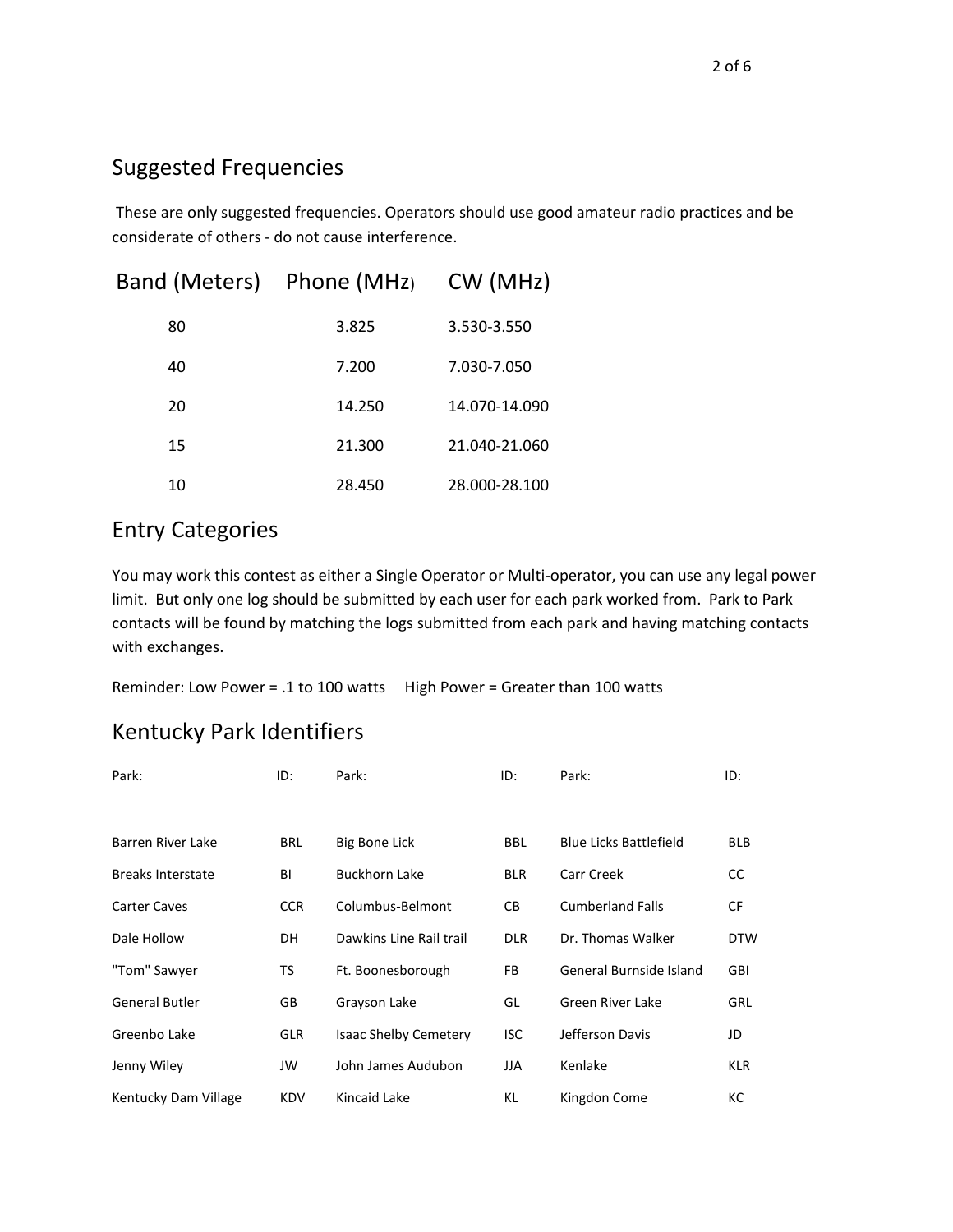## Suggested Frequencies

These are only suggested frequencies. Operators should use good amateur radio practices and be considerate of others - do not cause interference.

| Band (Meters) | Phone (MHz) | CW (MHz) |
|---|---|---|
| 80 | 3.825 | 3.530-3.550 |
| 40 | 7.200 | 7.030-7.050 |
| 20 | 14.250 | 14.070-14.090 |
| 15 | 21.300 | 21.040-21.060 |
| 10 | 28.450 | 28.000-28.100 |

## Entry Categories

You may work this contest as either a Single Operator or Multi-operator, you can use any legal power limit. But only one log should be submitted by each user for each park worked from. Park to Park contacts will be found by matching the logs submitted from each park and having matching contacts with exchanges.

Reminder: Low Power = .1 to 100 watts High Power = Greater than 100 watts

## Kentucky Park Identifiers

| Park: | ID: | Park: | ID: | Park: | ID: |
|---|---|---|---|---|---|
| Barren River Lake | BRL | Big Bone Lick | BBL | Blue Licks Battlefield | BLB |
| Breaks Interstate | BI | Buckhorn Lake | BLR | Carr Creek | CC |
| Carter Caves | CCR | Columbus-Belmont | CB | Cumberland Falls | CF |
| Dale Hollow | DH | Dawkins Line Rail trail | DLR | Dr. Thomas Walker | DTW |
| "Tom" Sawyer | TS | Ft. Boonesborough | FB | General Burnside Island | GBI |
| General Butler | GB | Grayson Lake | GL | Green River Lake | GRL |
| Greenbo Lake | GLR | Isaac Shelby Cemetery | ISC | Jefferson Davis | JD |
| Jenny Wiley | JW | John James Audubon | JJA | Kenlake | KLR |
| Kentucky Dam Village | KDV | Kincaid Lake | KL | Kingdon Come | KC |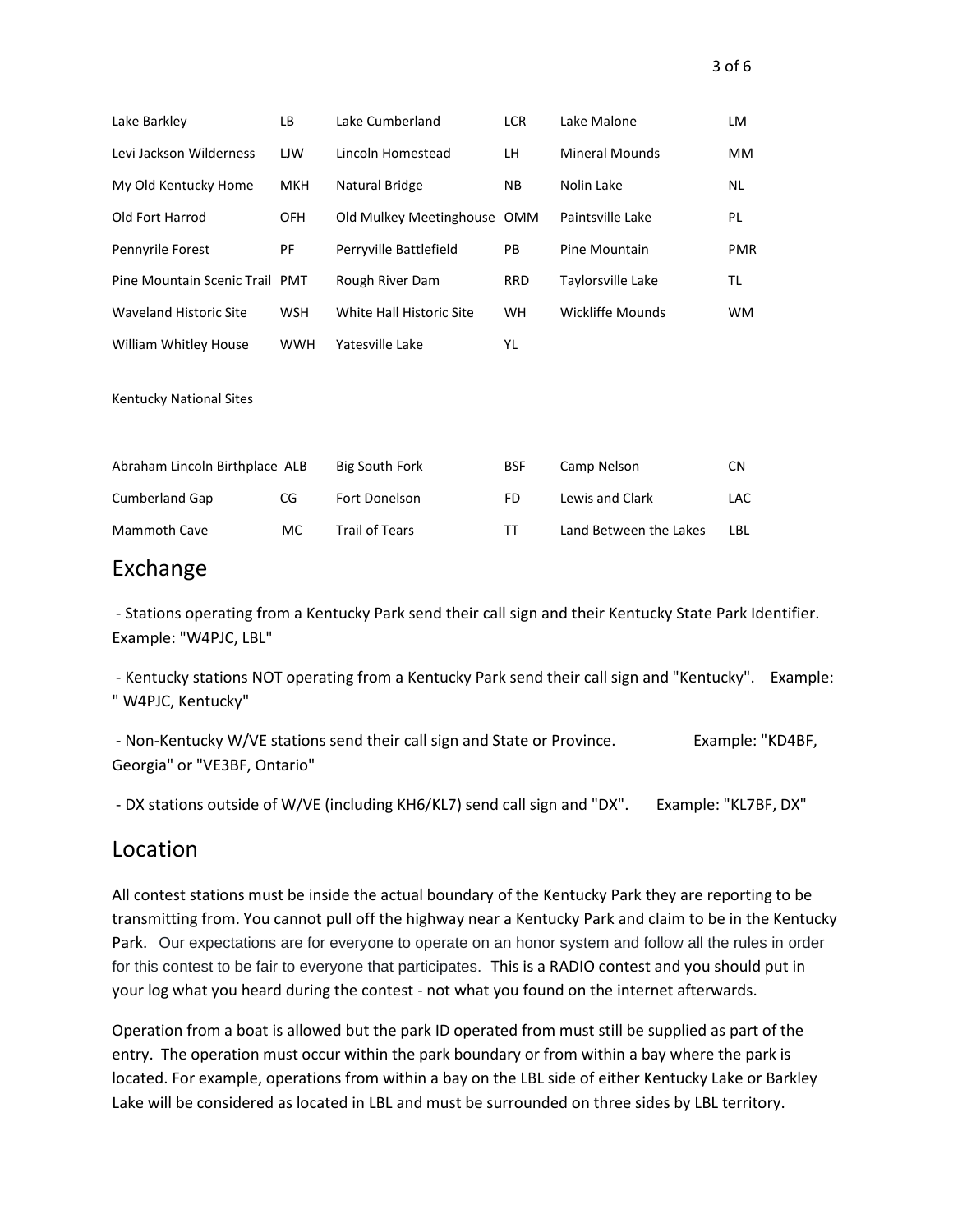| | | | | | |
|---|---|---|---|---|---|
| Lake Barkley | LB | Lake Cumberland | LCR | Lake Malone | LM |
| Levi Jackson Wilderness | LJW | Lincoln Homestead | LH | Mineral Mounds | MM |
| My Old Kentucky Home | MKH | Natural Bridge | NB | Nolin Lake | NL |
| Old Fort Harrod | OFH | Old Mulkey Meetinghouse | OMM | Paintsville Lake | PL |
| Pennyrile Forest | PF | Perryville Battlefield | PB | Pine Mountain | PMR |
| Pine Mountain Scenic Trail | PMT | Rough River Dam | RRD | Taylorsville Lake | TL |
| Waveland Historic Site | WSH | White Hall Historic Site | WH | Wickliffe Mounds | WM |
| William Whitley House | WWH | Yatesville Lake | YL | | |

Kentucky National Sites

| | | | | | |
|---|---|---|---|---|---|
| Abraham Lincoln Birthplace | ALB | Big South Fork | BSF | Camp Nelson | CN |
| Cumberland Gap | CG | Fort Donelson | FD | Lewis and Clark | LAC |
| Mammoth Cave | MC | Trail of Tears | TT | Land Between the Lakes | LBL |

## Exchange

- Stations operating from a Kentucky Park send their call sign and their Kentucky State Park Identifier. Example: "W4PJC, LBL"

- Kentucky stations NOT operating from a Kentucky Park send their call sign and "Kentucky". Example: " W4PJC, Kentucky"

- Non-Kentucky W/VE stations send their call sign and State or Province. Example: "KD4BF, Georgia" or "VE3BF, Ontario"

- DX stations outside of W/VE (including KH6/KL7) send call sign and "DX". Example: "KL7BF, DX"

## Location

All contest stations must be inside the actual boundary of the Kentucky Park they are reporting to be transmitting from. You cannot pull off the highway near a Kentucky Park and claim to be in the Kentucky Park. Our expectations are for everyone to operate on an honor system and follow all the rules in order for this contest to be fair to everyone that participates. This is a RADIO contest and you should put in your log what you heard during the contest - not what you found on the internet afterwards.

Operation from a boat is allowed but the park ID operated from must still be supplied as part of the entry. The operation must occur within the park boundary or from within a bay where the park is located. For example, operations from within a bay on the LBL side of either Kentucky Lake or Barkley Lake will be considered as located in LBL and must be surrounded on three sides by LBL territory.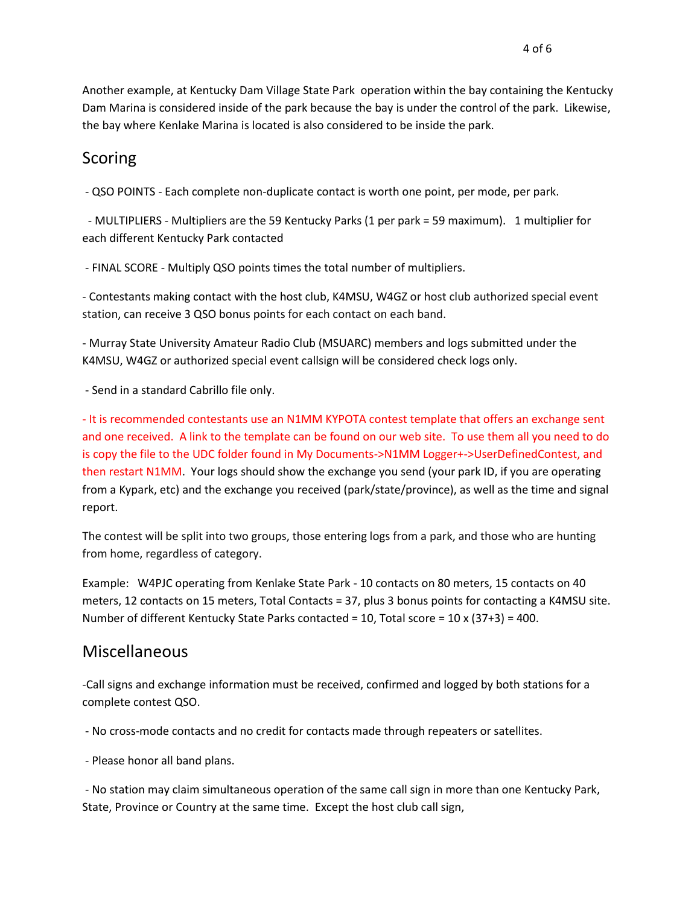Another example, at Kentucky Dam Village State Park operation within the bay containing the Kentucky Dam Marina is considered inside of the park because the bay is under the control of the park. Likewise, the bay where Kenlake Marina is located is also considered to be inside the park.

## Scoring

- QSO POINTS - Each complete non-duplicate contact is worth one point, per mode, per park.

- MULTIPLIERS - Multipliers are the 59 Kentucky Parks (1 per park = 59 maximum). 1 multiplier for each different Kentucky Park contacted

- FINAL SCORE - Multiply QSO points times the total number of multipliers.

- Contestants making contact with the host club, K4MSU, W4GZ or host club authorized special event station, can receive 3 QSO bonus points for each contact on each band.

- Murray State University Amateur Radio Club (MSUARC) members and logs submitted under the K4MSU, W4GZ or authorized special event callsign will be considered check logs only.

- Send in a standard Cabrillo file only.

- It is recommended contestants use an N1MM KYPOTA contest template that offers an exchange sent and one received. A link to the template can be found on our web site. To use them all you need to do is copy the file to the UDC folder found in My Documents->N1MM Logger+->UserDefinedContest, and then restart N1MM. Your logs should show the exchange you send (your park ID, if you are operating from a Kypark, etc) and the exchange you received (park/state/province), as well as the time and signal report.

The contest will be split into two groups, those entering logs from a park, and those who are hunting from home, regardless of category.

Example: W4PJC operating from Kenlake State Park - 10 contacts on 80 meters, 15 contacts on 40 meters, 12 contacts on 15 meters, Total Contacts = 37, plus 3 bonus points for contacting a K4MSU site. Number of different Kentucky State Parks contacted = 10, Total score = 10 x (37+3) = 400.

## Miscellaneous

-Call signs and exchange information must be received, confirmed and logged by both stations for a complete contest QSO.

- No cross-mode contacts and no credit for contacts made through repeaters or satellites.

- Please honor all band plans.

- No station may claim simultaneous operation of the same call sign in more than one Kentucky Park, State, Province or Country at the same time. Except the host club call sign,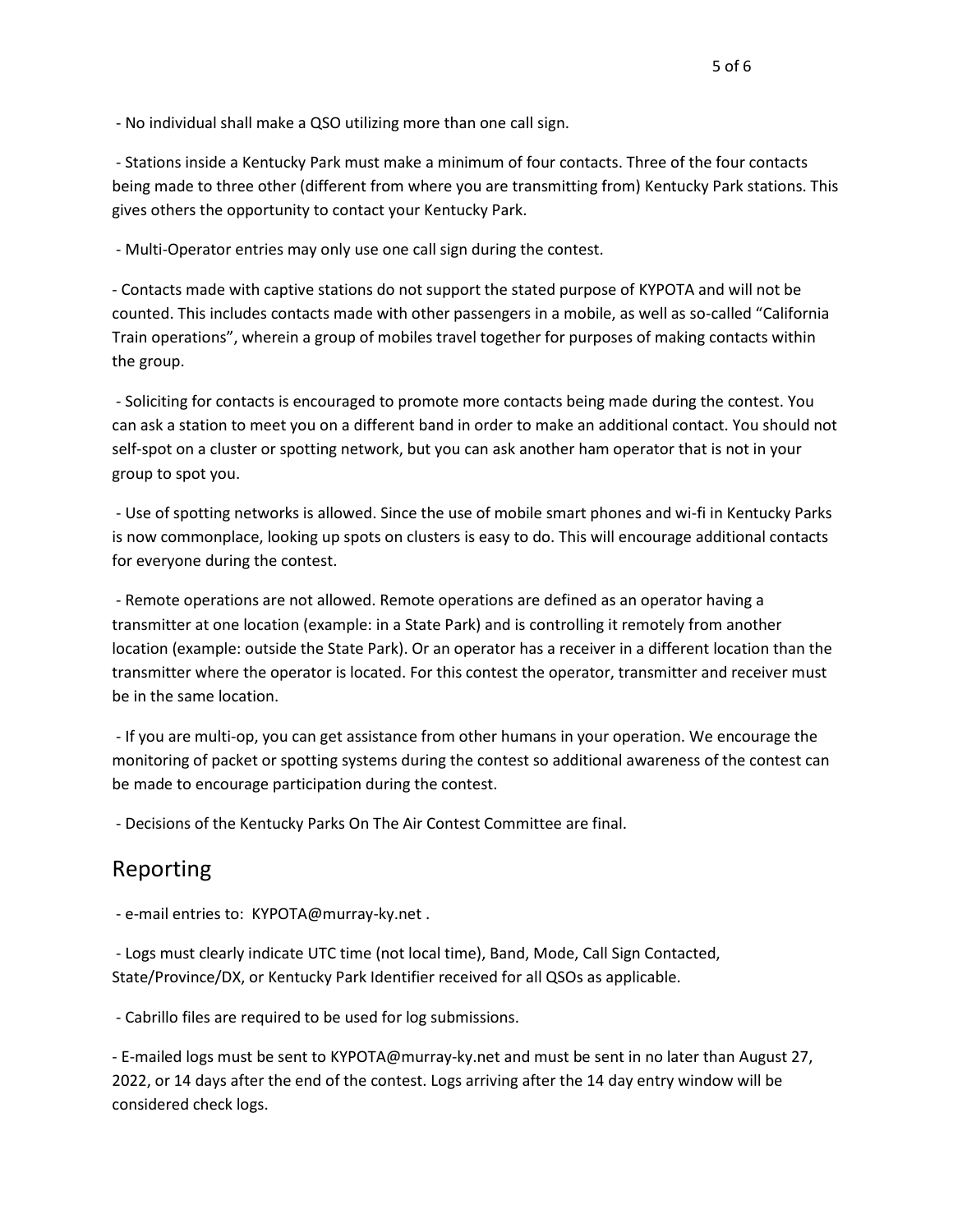- No individual shall make a QSO utilizing more than one call sign.

- Stations inside a Kentucky Park must make a minimum of four contacts. Three of the four contacts being made to three other (different from where you are transmitting from) Kentucky Park stations. This gives others the opportunity to contact your Kentucky Park.

- Multi-Operator entries may only use one call sign during the contest.

- Contacts made with captive stations do not support the stated purpose of KYPOTA and will not be counted. This includes contacts made with other passengers in a mobile, as well as so-called "California Train operations", wherein a group of mobiles travel together for purposes of making contacts within the group.

- Soliciting for contacts is encouraged to promote more contacts being made during the contest. You can ask a station to meet you on a different band in order to make an additional contact. You should not self-spot on a cluster or spotting network, but you can ask another ham operator that is not in your group to spot you.

- Use of spotting networks is allowed. Since the use of mobile smart phones and wi-fi in Kentucky Parks is now commonplace, looking up spots on clusters is easy to do. This will encourage additional contacts for everyone during the contest.

- Remote operations are not allowed. Remote operations are defined as an operator having a transmitter at one location (example: in a State Park) and is controlling it remotely from another location (example: outside the State Park). Or an operator has a receiver in a different location than the transmitter where the operator is located. For this contest the operator, transmitter and receiver must be in the same location.

- If you are multi-op, you can get assistance from other humans in your operation. We encourage the monitoring of packet or spotting systems during the contest so additional awareness of the contest can be made to encourage participation during the contest.

- Decisions of the Kentucky Parks On The Air Contest Committee are final.

## Reporting

- e-mail entries to: KYPOTA@murray-ky.net .

- Logs must clearly indicate UTC time (not local time), Band, Mode, Call Sign Contacted, State/Province/DX, or Kentucky Park Identifier received for all QSOs as applicable.

- Cabrillo files are required to be used for log submissions.

- E-mailed logs must be sent to KYPOTA@murray-ky.net and must be sent in no later than August 27, 2022, or 14 days after the end of the contest. Logs arriving after the 14 day entry window will be considered check logs.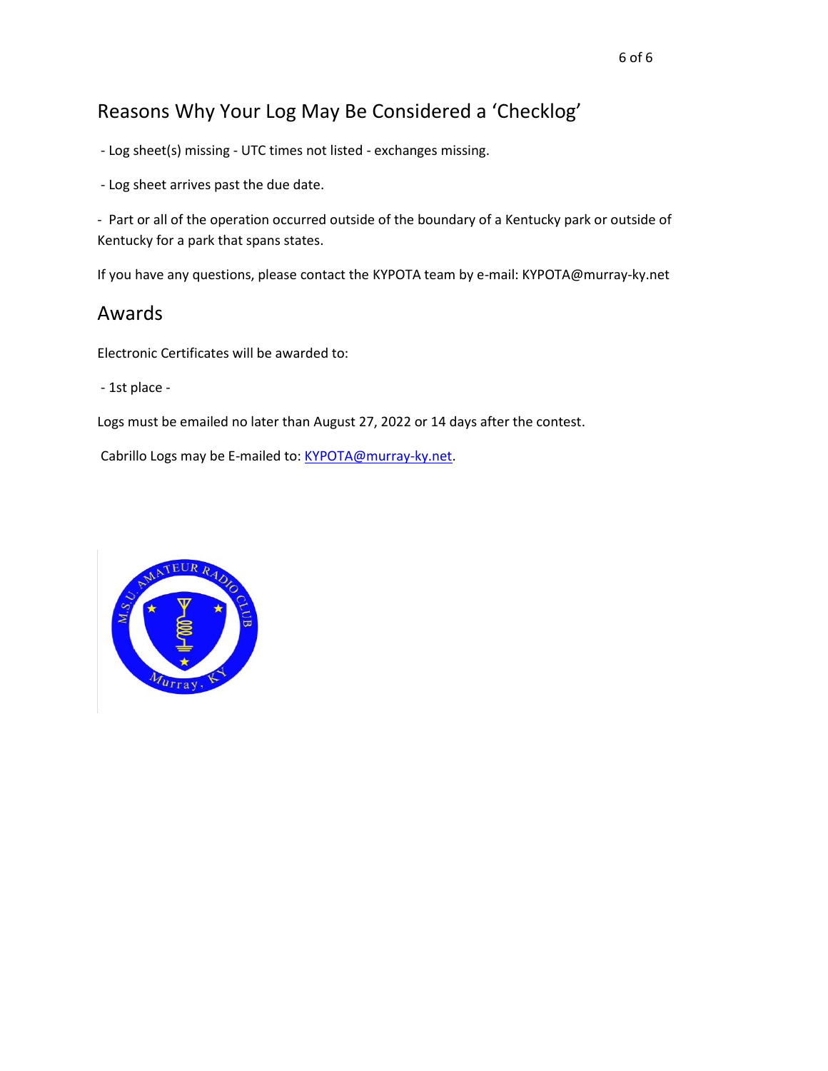## Reasons Why Your Log May Be Considered a 'Checklog'

- Log sheet(s) missing - UTC times not listed - exchanges missing.

- Log sheet arrives past the due date.

- Part or all of the operation occurred outside of the boundary of a Kentucky park or outside of Kentucky for a park that spans states.

If you have any questions, please contact the KYPOTA team by e-mail: KYPOTA@murray-ky.net

## Awards

Electronic Certificates will be awarded to:

- 1st place -

Logs must be emailed no later than August 27, 2022 or 14 days after the contest.

Cabrillo Logs may be E-mailed to: [KYPOTA@murray-ky.net](mailto:KYPOTA@murray-ky.net).